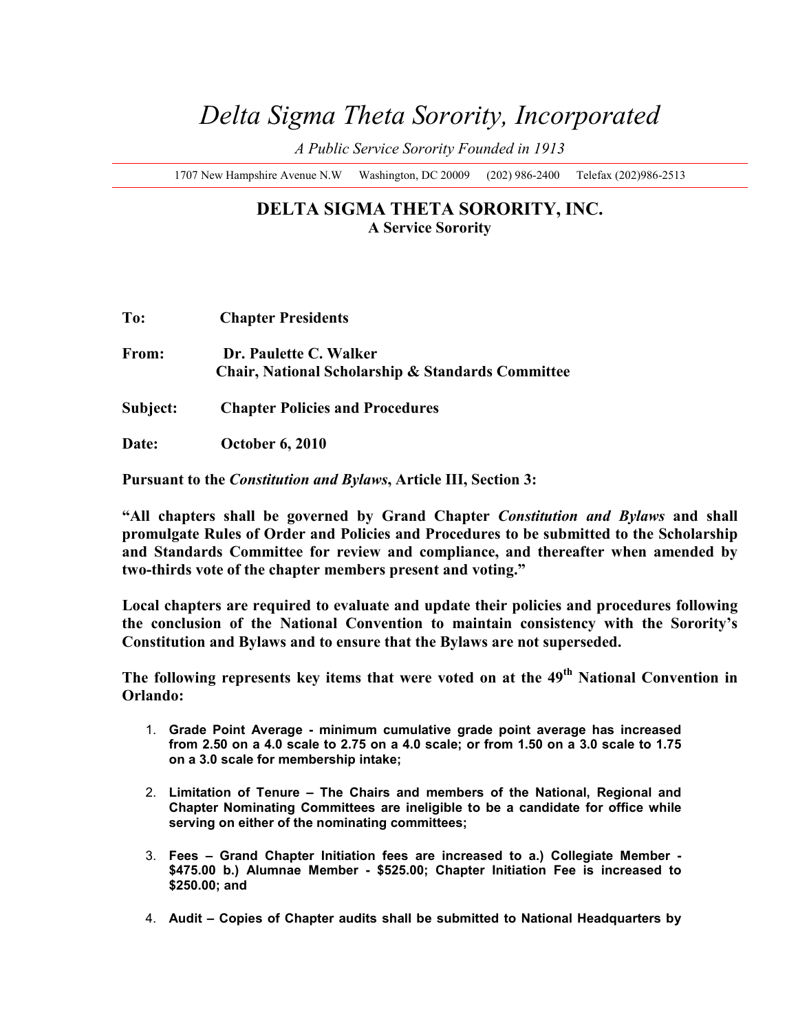# *Delta Sigma Theta Sorority, Incorporated*

*A Public Service Sorority Founded in 1913*

1707 New Hampshire Avenue N.W Washington, DC 20009 (202) 986-2400 Telefax (202)986-2513

## DELTA SIGMA THETA SORORITY, INC.
**A Service Sorority**

**To:** **Chapter Presidents**

**From:** **Dr. Paulette C. Walker**
**Chair, National Scholarship & Standards Committee**

**Subject:** **Chapter Policies and Procedures**

**Date:** **October 6, 2010**

**Pursuant to the *Constitution and Bylaws*, Article III, Section 3:**

**"All chapters shall be governed by Grand Chapter *Constitution and Bylaws* and shall promulgate Rules of Order and Policies and Procedures to be submitted to the Scholarship and Standards Committee for review and compliance, and thereafter when amended by two-thirds vote of the chapter members present and voting."**

**Local chapters are required to evaluate and update their policies and procedures following the conclusion of the National Convention to maintain consistency with the Sorority's Constitution and Bylaws and to ensure that the Bylaws are not superseded.**

**The following represents key items that were voted on at the 49th National Convention in Orlando:**

1. **Grade Point Average - minimum cumulative grade point average has increased from 2.50 on a 4.0 scale to 2.75 on a 4.0 scale; or from 1.50 on a 3.0 scale to 1.75 on a 3.0 scale for membership intake;**
2. **Limitation of Tenure – The Chairs and members of the National, Regional and Chapter Nominating Committees are ineligible to be a candidate for office while serving on either of the nominating committees;**
3. **Fees – Grand Chapter Initiation fees are increased to a.) Collegiate Member - $475.00 b.) Alumnae Member - $525.00; Chapter Initiation Fee is increased to $250.00; and**
4. **Audit – Copies of Chapter audits shall be submitted to National Headquarters by**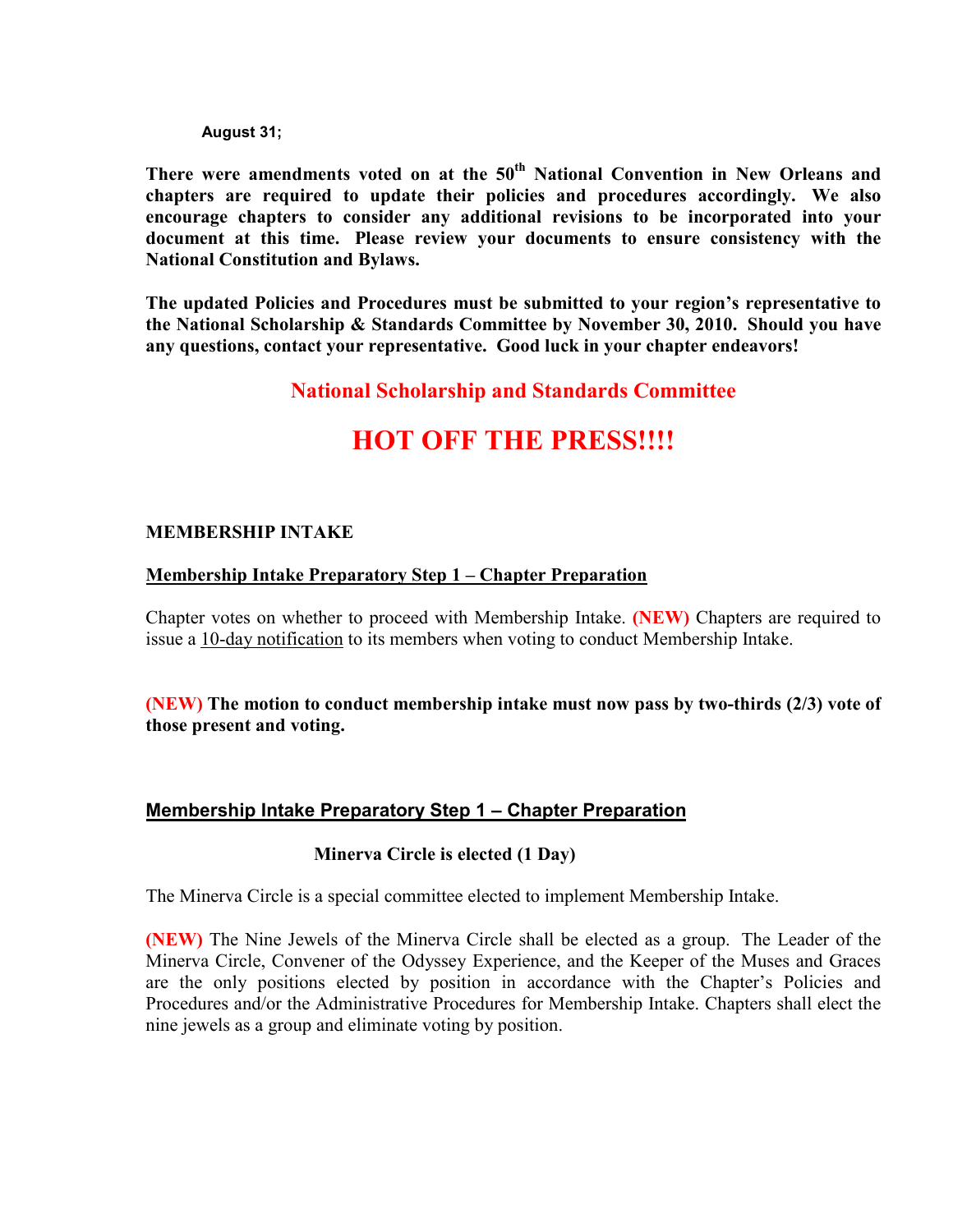**August 31;**

**There were amendments voted on at the 50th National Convention in New Orleans and chapters are required to update their policies and procedures accordingly. We also encourage chapters to consider any additional revisions to be incorporated into your document at this time. Please review your documents to ensure consistency with the National Constitution and Bylaws.**

**The updated Policies and Procedures must be submitted to your region's representative to the National Scholarship & Standards Committee by November 30, 2010. Should you have any questions, contact your representative. Good luck in your chapter endeavors!**

## National Scholarship and Standards Committee

# HOT OFF THE PRESS!!!!

**MEMBERSHIP INTAKE**

**Membership Intake Preparatory Step 1 – Chapter Preparation**

Chapter votes on whether to proceed with Membership Intake. **(NEW)** Chapters are required to issue a 10-day notification to its members when voting to conduct Membership Intake.

**(NEW) The motion to conduct membership intake must now pass by two-thirds (2/3) vote of those present and voting.**

**Membership Intake Preparatory Step 1 – Chapter Preparation**

**Minerva Circle is elected (1 Day)**

The Minerva Circle is a special committee elected to implement Membership Intake.

**(NEW)** The Nine Jewels of the Minerva Circle shall be elected as a group. The Leader of the Minerva Circle, Convener of the Odyssey Experience, and the Keeper of the Muses and Graces are the only positions elected by position in accordance with the Chapter's Policies and Procedures and/or the Administrative Procedures for Membership Intake. Chapters shall elect the nine jewels as a group and eliminate voting by position.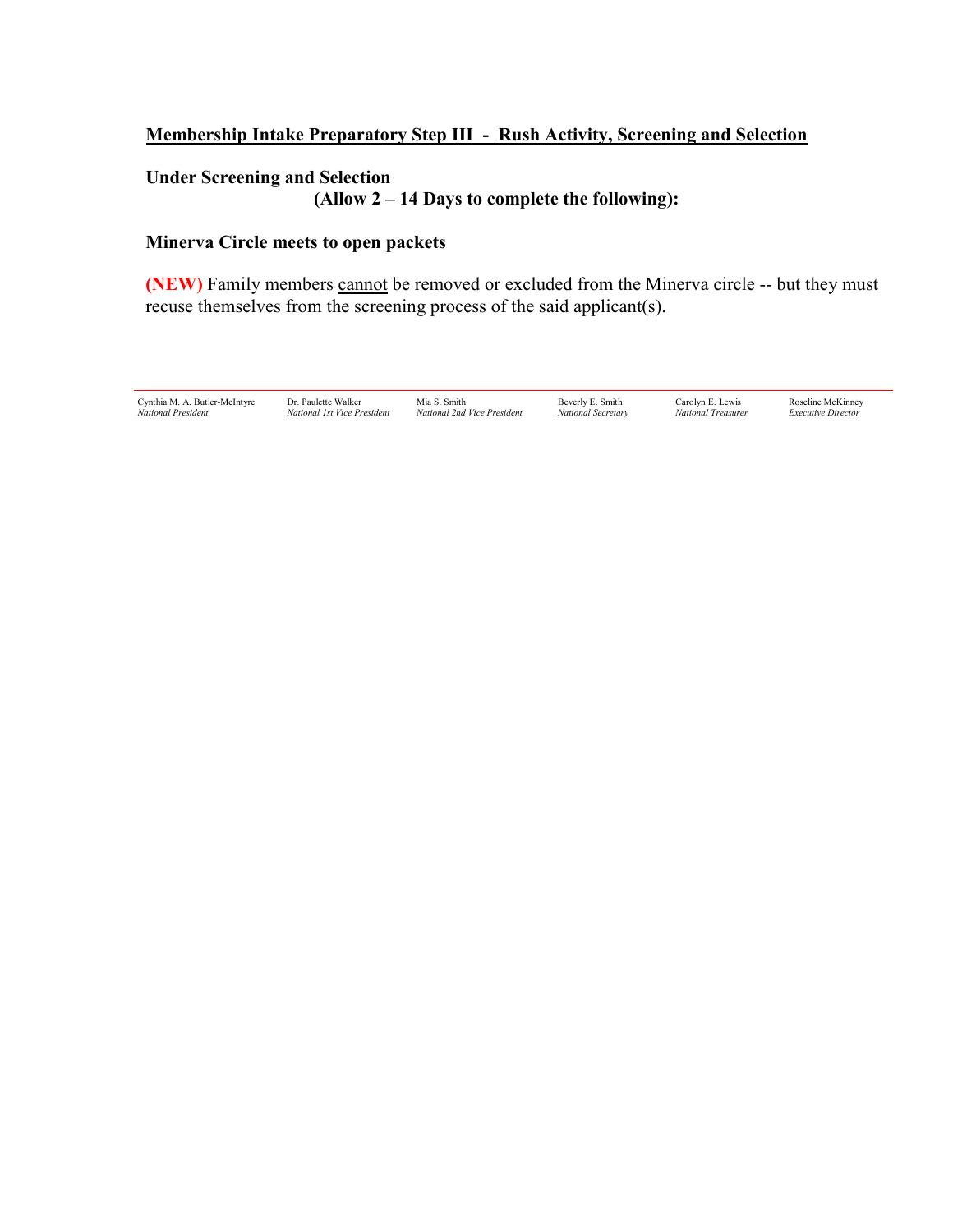**<u>Membership Intake Preparatory Step III - Rush Activity, Screening and Selection</u>**

**Under Screening and Selection**
**(Allow 2 – 14 Days to complete the following):**

**Minerva Circle meets to open packets**

**(NEW)** Family members <u>cannot</u> be removed or excluded from the Minerva circle -- but they must recuse themselves from the screening process of the said applicant(s).